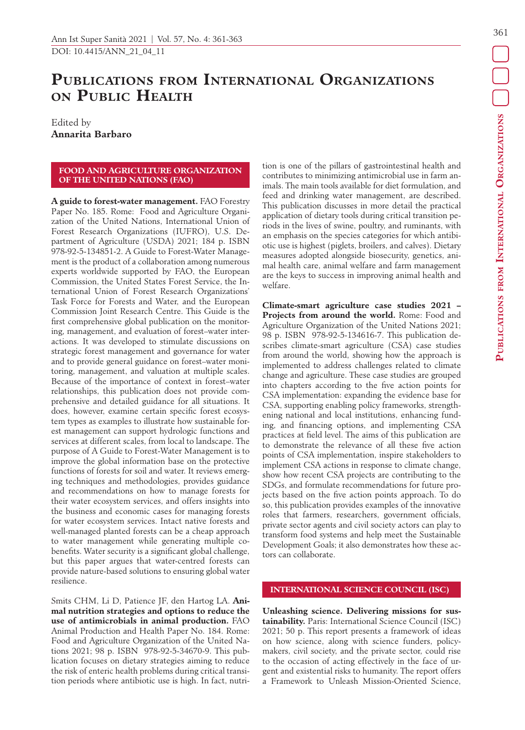# Publications from International Organizations on Public Health

Edited by
**Annarita Barbaro**

## FOOD AND AGRICULTURE ORGANIZATION OF THE UNITED NATIONS (FAO)

**A guide to forest-water management.** FAO Forestry Paper No. 185. Rome: Food and Agriculture Organization of the United Nations, International Union of Forest Research Organizations (IUFRO), U.S. Department of Agriculture (USDA) 2021; 184 p. ISBN 978-92-5-134851-2. A Guide to Forest-Water Management is the product of a collaboration among numerous experts worldwide supported by FAO, the European Commission, the United States Forest Service, the International Union of Forest Research Organizations' Task Force for Forests and Water, and the European Commission Joint Research Centre. This Guide is the first comprehensive global publication on the monitoring, management, and evaluation of forest-water interactions. It was developed to stimulate discussions on strategic forest management and governance for water and to provide general guidance on forest–water monitoring, management, and valuation at multiple scales. Because of the importance of context in forest–water relationships, this publication does not provide comprehensive and detailed guidance for all situations. It does, however, examine certain specific forest ecosystem types as examples to illustrate how sustainable forest management can support hydrologic functions and services at different scales, from local to landscape. The purpose of A Guide to Forest-Water Management is to improve the global information base on the protective functions of forests for soil and water. It reviews emerging techniques and methodologies, provides guidance and recommendations on how to manage forests for their water ecosystem services, and offers insights into the business and economic cases for managing forests for water ecosystem services. Intact native forests and well-managed planted forests can be a cheap approach to water management while generating multiple cobenefits. Water security is a significant global challenge, but this paper argues that water-centred forests can provide nature-based solutions to ensuring global water resilience.

Smits CHM, Li D, Patience JF, den Hartog LA. **Animal nutrition strategies and options to reduce the use of antimicrobials in animal production.** FAO Animal Production and Health Paper No. 184. Rome: Food and Agriculture Organization of the United Nations 2021; 98 p. ISBN 978-92-5-34670-9. This publication focuses on dietary strategies aiming to reduce the risk of enteric health problems during critical transition periods where antibiotic use is high. In fact, nutrition is one of the pillars of gastrointestinal health and contributes to minimizing antimicrobial use in farm animals. The main tools available for diet formulation, and feed and drinking water management, are described. This publication discusses in more detail the practical application of dietary tools during critical transition periods in the lives of swine, poultry, and ruminants, with an emphasis on the species categories for which antibiotic use is highest (piglets, broilers, and calves). Dietary measures adopted alongside biosecurity, genetics, animal health care, animal welfare and farm management are the keys to success in improving animal health and welfare.

**Climate-smart agriculture case studies 2021 – Projects from around the world.** Rome: Food and Agriculture Organization of the United Nations 2021; 98 p. ISBN 978-92-5-134616-7. This publication describes climate-smart agriculture (CSA) case studies from around the world, showing how the approach is implemented to address challenges related to climate change and agriculture. These case studies are grouped into chapters according to the five action points for CSA implementation: expanding the evidence base for CSA, supporting enabling policy frameworks, strengthening national and local institutions, enhancing funding, and financing options, and implementing CSA practices at field level. The aims of this publication are to demonstrate the relevance of all these five action points of CSA implementation, inspire stakeholders to implement CSA actions in response to climate change, show how recent CSA projects are contributing to the SDGs, and formulate recommendations for future projects based on the five action points approach. To do so, this publication provides examples of the innovative roles that farmers, researchers, government officials, private sector agents and civil society actors can play to transform food systems and help meet the Sustainable Development Goals; it also demonstrates how these actors can collaborate.

## INTERNATIONAL SCIENCE COUNCIL (ISC)

**Unleashing science. Delivering missions for sustainability.** Paris: International Science Council (ISC) 2021; 50 p. This report presents a framework of ideas on how science, along with science funders, policymakers, civil society, and the private sector, could rise to the occasion of acting effectively in the face of urgent and existential risks to humanity. The report offers a Framework to Unleash Mission-Oriented Science,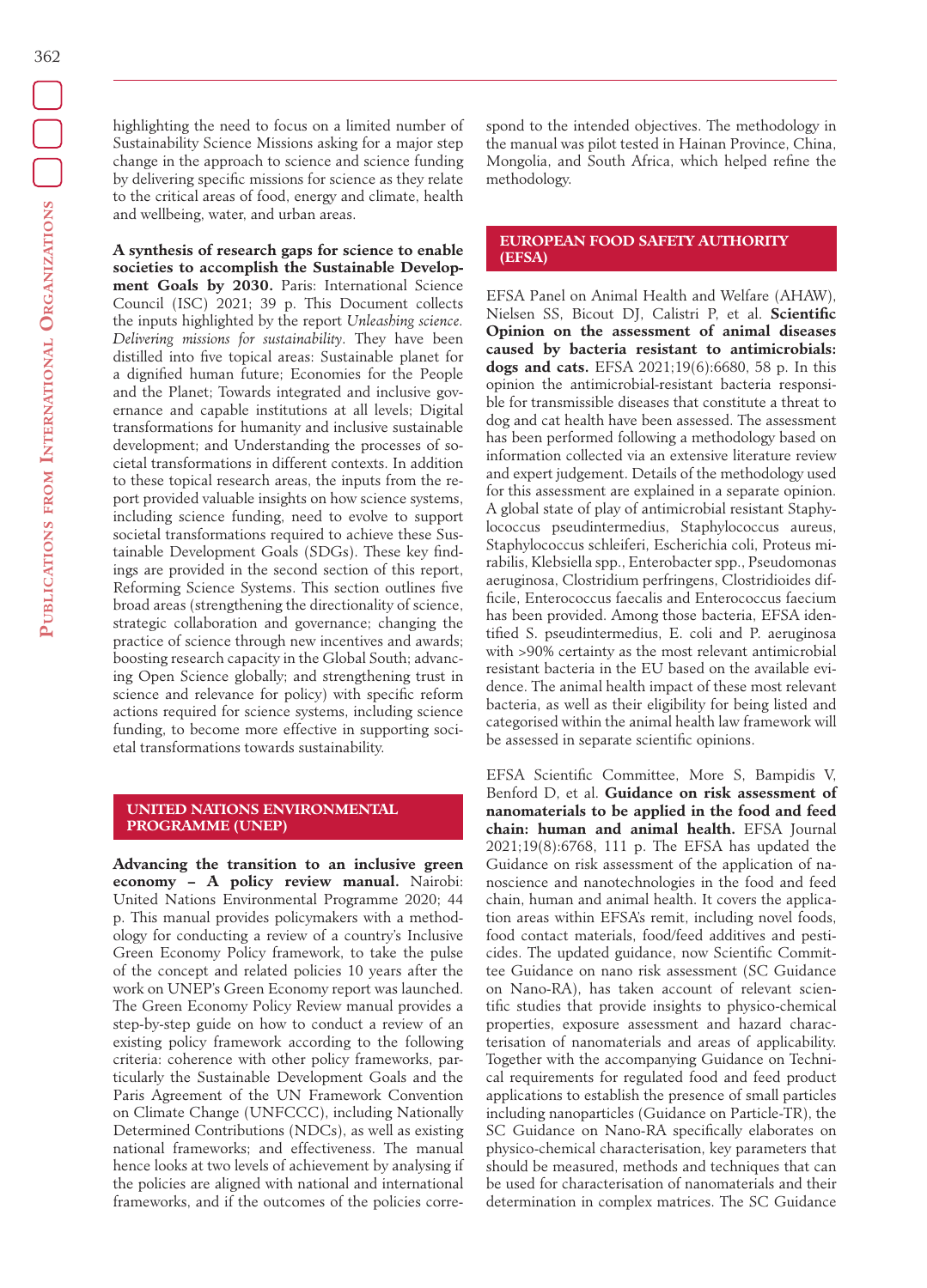highlighting the need to focus on a limited number of Sustainability Science Missions asking for a major step change in the approach to science and science funding by delivering specific missions for science as they relate to the critical areas of food, energy and climate, health and wellbeing, water, and urban areas.

**A synthesis of research gaps for science to enable societies to accomplish the Sustainable Development Goals by 2030.** Paris: International Science Council (ISC) 2021; 39 p. This Document collects the inputs highlighted by the report *Unleashing science. Delivering missions for sustainability*. They have been distilled into five topical areas: Sustainable planet for a dignified human future; Economies for the People and the Planet; Towards integrated and inclusive governance and capable institutions at all levels; Digital transformations for humanity and inclusive sustainable development; and Understanding the processes of societal transformations in different contexts. In addition to these topical research areas, the inputs from the report provided valuable insights on how science systems, including science funding, need to evolve to support societal transformations required to achieve these Sustainable Development Goals (SDGs). These key findings are provided in the second section of this report, Reforming Science Systems. This section outlines five broad areas (strengthening the directionality of science, strategic collaboration and governance; changing the practice of science through new incentives and awards; boosting research capacity in the Global South; advancing Open Science globally; and strengthening trust in science and relevance for policy) with specific reform actions required for science systems, including science funding, to become more effective in supporting societal transformations towards sustainability.

## UNITED NATIONS ENVIRONMENTAL PROGRAMME (UNEP)

**Advancing the transition to an inclusive green economy – A policy review manual.** Nairobi: United Nations Environmental Programme 2020; 44 p. This manual provides policymakers with a methodology for conducting a review of a country's Inclusive Green Economy Policy framework, to take the pulse of the concept and related policies 10 years after the work on UNEP's Green Economy report was launched. The Green Economy Policy Review manual provides a step-by-step guide on how to conduct a review of an existing policy framework according to the following criteria: coherence with other policy frameworks, particularly the Sustainable Development Goals and the Paris Agreement of the UN Framework Convention on Climate Change (UNFCCC), including Nationally Determined Contributions (NDCs), as well as existing national frameworks; and effectiveness. The manual hence looks at two levels of achievement by analysing if the policies are aligned with national and international frameworks, and if the outcomes of the policies correspond to the intended objectives. The methodology in the manual was pilot tested in Hainan Province, China, Mongolia, and South Africa, which helped refine the methodology.

## EUROPEAN FOOD SAFETY AUTHORITY (EFSA)

EFSA Panel on Animal Health and Welfare (AHAW), Nielsen SS, Bicout DJ, Calistri P, et al. **Scientific Opinion on the assessment of animal diseases caused by bacteria resistant to antimicrobials: dogs and cats.** EFSA 2021;19(6):6680, 58 p. In this opinion the antimicrobial-resistant bacteria responsible for transmissible diseases that constitute a threat to dog and cat health have been assessed. The assessment has been performed following a methodology based on information collected via an extensive literature review and expert judgement. Details of the methodology used for this assessment are explained in a separate opinion. A global state of play of antimicrobial resistant Staphylococcus pseudintermedius, Staphylococcus aureus, Staphylococcus schleiferi, Escherichia coli, Proteus mirabilis, Klebsiella spp., Enterobacter spp., Pseudomonas aeruginosa, Clostridium perfringens, Clostridioides difficile, Enterococcus faecalis and Enterococcus faecium has been provided. Among those bacteria, EFSA identified S. pseudintermedius, E. coli and P. aeruginosa with >90% certainty as the most relevant antimicrobial resistant bacteria in the EU based on the available evidence. The animal health impact of these most relevant bacteria, as well as their eligibility for being listed and categorised within the animal health law framework will be assessed in separate scientific opinions.

EFSA Scientific Committee, More S, Bampidis V, Benford D, et al. **Guidance on risk assessment of nanomaterials to be applied in the food and feed chain: human and animal health.** EFSA Journal 2021;19(8):6768, 111 p. The EFSA has updated the Guidance on risk assessment of the application of nanoscience and nanotechnologies in the food and feed chain, human and animal health. It covers the application areas within EFSA's remit, including novel foods, food contact materials, food/feed additives and pesticides. The updated guidance, now Scientific Committee Guidance on nano risk assessment (SC Guidance on Nano-RA), has taken account of relevant scientific studies that provide insights to physico-chemical properties, exposure assessment and hazard characterisation of nanomaterials and areas of applicability. Together with the accompanying Guidance on Technical requirements for regulated food and feed product applications to establish the presence of small particles including nanoparticles (Guidance on Particle-TR), the SC Guidance on Nano-RA specifically elaborates on physico-chemical characterisation, key parameters that should be measured, methods and techniques that can be used for characterisation of nanomaterials and their determination in complex matrices. The SC Guidance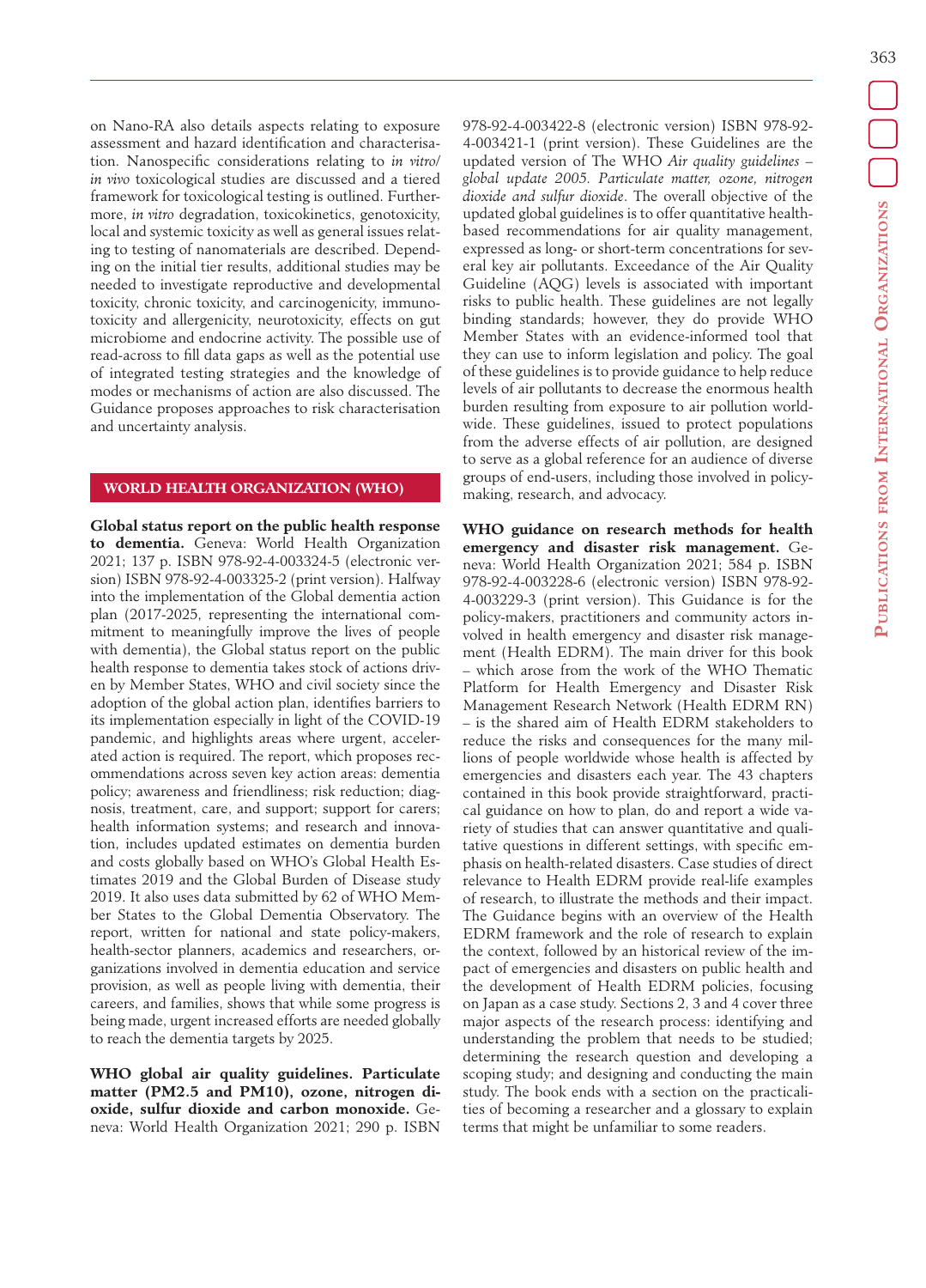on Nano-RA also details aspects relating to exposure assessment and hazard identification and characterisation. Nanospecific considerations relating to *in vitro*/*in vivo* toxicological studies are discussed and a tiered framework for toxicological testing is outlined. Furthermore, *in vitro* degradation, toxicokinetics, genotoxicity, local and systemic toxicity as well as general issues relating to testing of nanomaterials are described. Depending on the initial tier results, additional studies may be needed to investigate reproductive and developmental toxicity, chronic toxicity, and carcinogenicity, immunotoxicity and allergenicity, neurotoxicity, effects on gut microbiome and endocrine activity. The possible use of read-across to fill data gaps as well as the potential use of integrated testing strategies and the knowledge of modes or mechanisms of action are also discussed. The Guidance proposes approaches to risk characterisation and uncertainty analysis.

## WORLD HEALTH ORGANIZATION (WHO)

**Global status report on the public health response to dementia.** Geneva: World Health Organization 2021; 137 p. ISBN 978-92-4-003324-5 (electronic version) ISBN 978-92-4-003325-2 (print version). Halfway into the implementation of the Global dementia action plan (2017-2025, representing the international commitment to meaningfully improve the lives of people with dementia), the Global status report on the public health response to dementia takes stock of actions driven by Member States, WHO and civil society since the adoption of the global action plan, identifies barriers to its implementation especially in light of the COVID-19 pandemic, and highlights areas where urgent, accelerated action is required. The report, which proposes recommendations across seven key action areas: dementia policy; awareness and friendliness; risk reduction; diagnosis, treatment, care, and support; support for carers; health information systems; and research and innovation, includes updated estimates on dementia burden and costs globally based on WHO's Global Health Estimates 2019 and the Global Burden of Disease study 2019. It also uses data submitted by 62 of WHO Member States to the Global Dementia Observatory. The report, written for national and state policy-makers, health-sector planners, academics and researchers, organizations involved in dementia education and service provision, as well as people living with dementia, their careers, and families, shows that while some progress is being made, urgent increased efforts are needed globally to reach the dementia targets by 2025.

**WHO global air quality guidelines. Particulate matter (PM2.5 and PM10), ozone, nitrogen dioxide, sulfur dioxide and carbon monoxide.** Geneva: World Health Organization 2021; 290 p. ISBN 978-92-4-003422-8 (electronic version) ISBN 978-92-4-003421-1 (print version). These Guidelines are the updated version of The WHO *Air quality guidelines – global update 2005. Particulate matter, ozone, nitrogen dioxide and sulfur dioxide*. The overall objective of the updated global guidelines is to offer quantitative health-based recommendations for air quality management, expressed as long- or short-term concentrations for several key air pollutants. Exceedance of the Air Quality Guideline (AQG) levels is associated with important risks to public health. These guidelines are not legally binding standards; however, they do provide WHO Member States with an evidence-informed tool that they can use to inform legislation and policy. The goal of these guidelines is to provide guidance to help reduce levels of air pollutants to decrease the enormous health burden resulting from exposure to air pollution worldwide. These guidelines, issued to protect populations from the adverse effects of air pollution, are designed to serve as a global reference for an audience of diverse groups of end-users, including those involved in policy-making, research, and advocacy.

**WHO guidance on research methods for health emergency and disaster risk management.** Geneva: World Health Organization 2021; 584 p. ISBN 978-92-4-003228-6 (electronic version) ISBN 978-92-4-003229-3 (print version). This Guidance is for the policy-makers, practitioners and community actors involved in health emergency and disaster risk management (Health EDRM). The main driver for this book – which arose from the work of the WHO Thematic Platform for Health Emergency and Disaster Risk Management Research Network (Health EDRM RN) – is the shared aim of Health EDRM stakeholders to reduce the risks and consequences for the many millions of people worldwide whose health is affected by emergencies and disasters each year. The 43 chapters contained in this book provide straightforward, practical guidance on how to plan, do and report a wide variety of studies that can answer quantitative and qualitative questions in different settings, with specific emphasis on health-related disasters. Case studies of direct relevance to Health EDRM provide real-life examples of research, to illustrate the methods and their impact. The Guidance begins with an overview of the Health EDRM framework and the role of research to explain the context, followed by an historical review of the impact of emergencies and disasters on public health and the development of Health EDRM policies, focusing on Japan as a case study. Sections 2, 3 and 4 cover three major aspects of the research process: identifying and understanding the problem that needs to be studied; determining the research question and developing a scoping study; and designing and conducting the main study. The book ends with a section on the practicalities of becoming a researcher and a glossary to explain terms that might be unfamiliar to some readers.